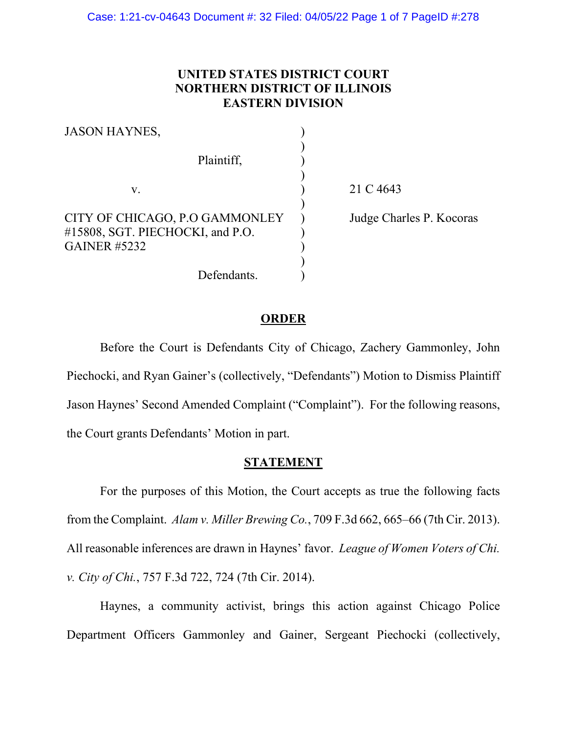**UNITED STATES DISTRICT COURT**
**NORTHERN DISTRICT OF ILLINOIS**
**EASTERN DIVISION**

| | | |
|---|---|---|
| JASON HAYNES, | ) | |
| | ) | |
| Plaintiff, | ) | |
| | ) | |
| v. | ) | 21 C 4643 |
| | ) | |
| CITY OF CHICAGO, P.O GAMMONLEY #15808, SGT. PIECHOCKI, and P.O. GAINER #5232 | ) | Judge Charles P. Kocoras |
| | ) | |
| Defendants. | ) | |

## ORDER

Before the Court is Defendants City of Chicago, Zachery Gammonley, John Piechocki, and Ryan Gainer's (collectively, "Defendants") Motion to Dismiss Plaintiff Jason Haynes' Second Amended Complaint ("Complaint"). For the following reasons, the Court grants Defendants' Motion in part.

## STATEMENT

For the purposes of this Motion, the Court accepts as true the following facts from the Complaint. *Alam v. Miller Brewing Co.*, 709 F.3d 662, 665–66 (7th Cir. 2013). All reasonable inferences are drawn in Haynes' favor. *League of Women Voters of Chi. v. City of Chi.*, 757 F.3d 722, 724 (7th Cir. 2014).

Haynes, a community activist, brings this action against Chicago Police Department Officers Gammonley and Gainer, Sergeant Piechocki (collectively,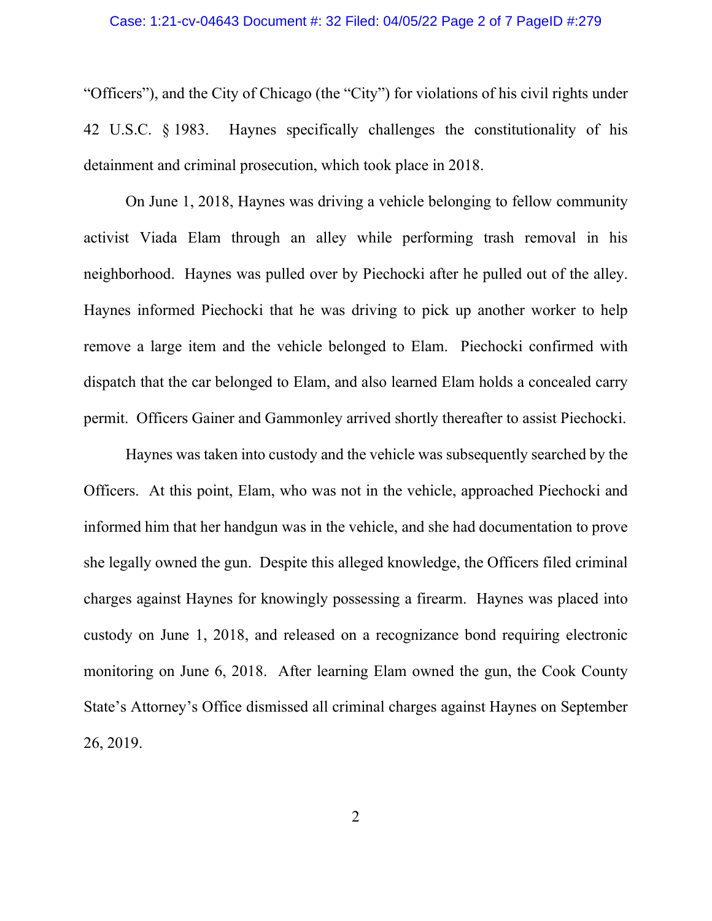"Officers"), and the City of Chicago (the "City") for violations of his civil rights under 42 U.S.C. § 1983. Haynes specifically challenges the constitutionality of his detainment and criminal prosecution, which took place in 2018.

On June 1, 2018, Haynes was driving a vehicle belonging to fellow community activist Viada Elam through an alley while performing trash removal in his neighborhood. Haynes was pulled over by Piechocki after he pulled out of the alley. Haynes informed Piechocki that he was driving to pick up another worker to help remove a large item and the vehicle belonged to Elam. Piechocki confirmed with dispatch that the car belonged to Elam, and also learned Elam holds a concealed carry permit. Officers Gainer and Gammonley arrived shortly thereafter to assist Piechocki.

Haynes was taken into custody and the vehicle was subsequently searched by the Officers. At this point, Elam, who was not in the vehicle, approached Piechocki and informed him that her handgun was in the vehicle, and she had documentation to prove she legally owned the gun. Despite this alleged knowledge, the Officers filed criminal charges against Haynes for knowingly possessing a firearm. Haynes was placed into custody on June 1, 2018, and released on a recognizance bond requiring electronic monitoring on June 6, 2018. After learning Elam owned the gun, the Cook County State's Attorney's Office dismissed all criminal charges against Haynes on September 26, 2019.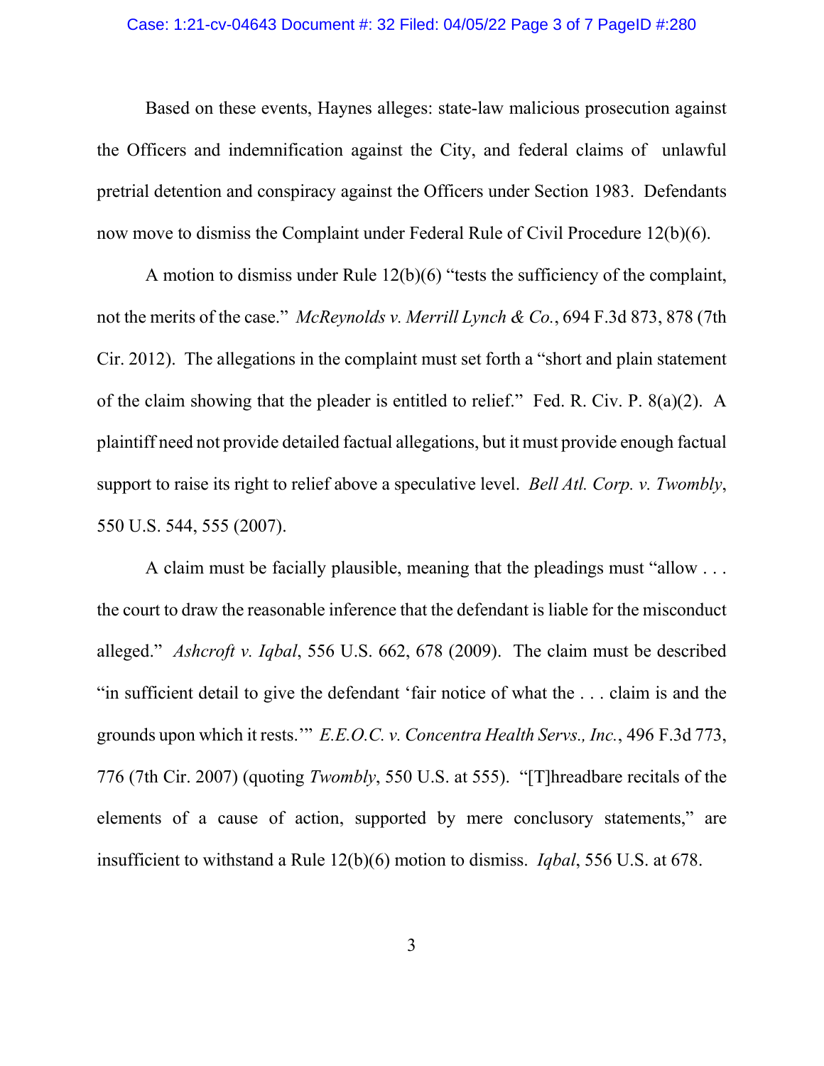Based on these events, Haynes alleges: state-law malicious prosecution against the Officers and indemnification against the City, and federal claims of unlawful pretrial detention and conspiracy against the Officers under Section 1983. Defendants now move to dismiss the Complaint under Federal Rule of Civil Procedure 12(b)(6).

A motion to dismiss under Rule 12(b)(6) "tests the sufficiency of the complaint, not the merits of the case." *McReynolds v. Merrill Lynch & Co.*, 694 F.3d 873, 878 (7th Cir. 2012). The allegations in the complaint must set forth a "short and plain statement of the claim showing that the pleader is entitled to relief." Fed. R. Civ. P. 8(a)(2). A plaintiff need not provide detailed factual allegations, but it must provide enough factual support to raise its right to relief above a speculative level. *Bell Atl. Corp. v. Twombly*, 550 U.S. 544, 555 (2007).

A claim must be facially plausible, meaning that the pleadings must "allow . . . the court to draw the reasonable inference that the defendant is liable for the misconduct alleged." *Ashcroft v. Iqbal*, 556 U.S. 662, 678 (2009). The claim must be described "in sufficient detail to give the defendant 'fair notice of what the . . . claim is and the grounds upon which it rests.'" *E.E.O.C. v. Concentra Health Servs., Inc.*, 496 F.3d 773, 776 (7th Cir. 2007) (quoting *Twombly*, 550 U.S. at 555). "[T]hreadbare recitals of the elements of a cause of action, supported by mere conclusory statements," are insufficient to withstand a Rule 12(b)(6) motion to dismiss. *Iqbal*, 556 U.S. at 678.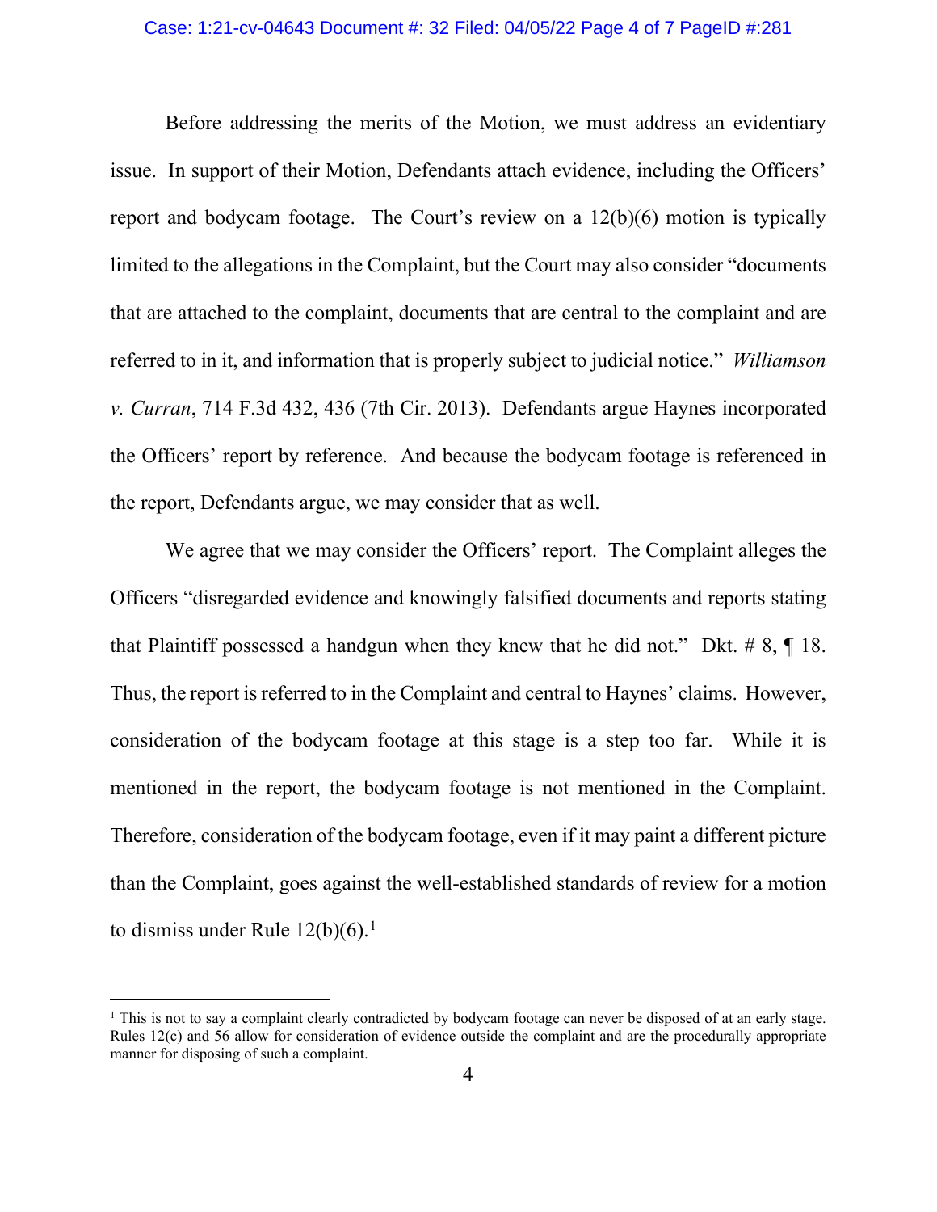Before addressing the merits of the Motion, we must address an evidentiary issue. In support of their Motion, Defendants attach evidence, including the Officers' report and bodycam footage. The Court's review on a 12(b)(6) motion is typically limited to the allegations in the Complaint, but the Court may also consider "documents that are attached to the complaint, documents that are central to the complaint and are referred to in it, and information that is properly subject to judicial notice." *Williamson v. Curran*, 714 F.3d 432, 436 (7th Cir. 2013). Defendants argue Haynes incorporated the Officers' report by reference. And because the bodycam footage is referenced in the report, Defendants argue, we may consider that as well.

We agree that we may consider the Officers' report. The Complaint alleges the Officers "disregarded evidence and knowingly falsified documents and reports stating that Plaintiff possessed a handgun when they knew that he did not." Dkt. # 8, ¶ 18. Thus, the report is referred to in the Complaint and central to Haynes' claims. However, consideration of the bodycam footage at this stage is a step too far. While it is mentioned in the report, the bodycam footage is not mentioned in the Complaint. Therefore, consideration of the bodycam footage, even if it may paint a different picture than the Complaint, goes against the well-established standards of review for a motion to dismiss under Rule 12(b)(6).[1]

[1] This is not to say a complaint clearly contradicted by bodycam footage can never be disposed of at an early stage. Rules 12(c) and 56 allow for consideration of evidence outside the complaint and are the procedurally appropriate manner for disposing of such a complaint.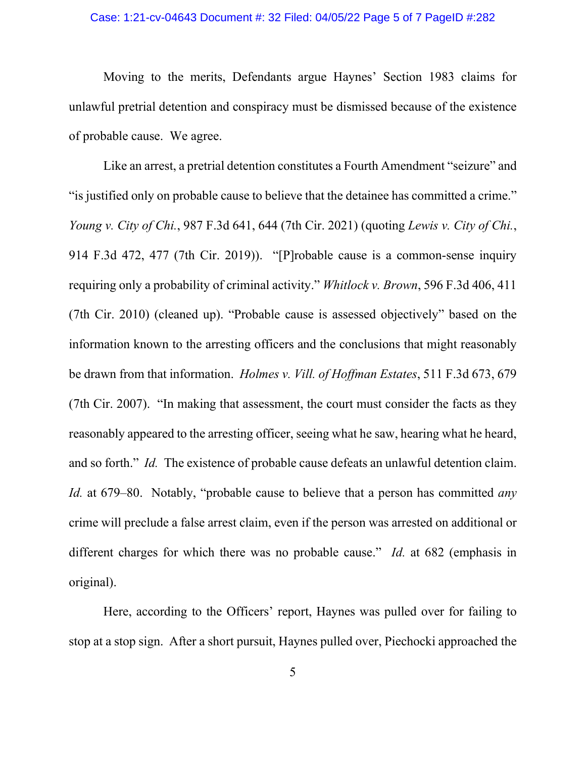Moving to the merits, Defendants argue Haynes' Section 1983 claims for unlawful pretrial detention and conspiracy must be dismissed because of the existence of probable cause. We agree.

Like an arrest, a pretrial detention constitutes a Fourth Amendment "seizure" and "is justified only on probable cause to believe that the detainee has committed a crime." *Young v. City of Chi.*, 987 F.3d 641, 644 (7th Cir. 2021) (quoting *Lewis v. City of Chi.*, 914 F.3d 472, 477 (7th Cir. 2019)). "[P]robable cause is a common-sense inquiry requiring only a probability of criminal activity." *Whitlock v. Brown*, 596 F.3d 406, 411 (7th Cir. 2010) (cleaned up). "Probable cause is assessed objectively" based on the information known to the arresting officers and the conclusions that might reasonably be drawn from that information. *Holmes v. Vill. of Hoffman Estates*, 511 F.3d 673, 679 (7th Cir. 2007). "In making that assessment, the court must consider the facts as they reasonably appeared to the arresting officer, seeing what he saw, hearing what he heard, and so forth." *Id.* The existence of probable cause defeats an unlawful detention claim. *Id.* at 679–80. Notably, "probable cause to believe that a person has committed *any* crime will preclude a false arrest claim, even if the person was arrested on additional or different charges for which there was no probable cause." *Id.* at 682 (emphasis in original).

Here, according to the Officers' report, Haynes was pulled over for failing to stop at a stop sign. After a short pursuit, Haynes pulled over, Piechocki approached the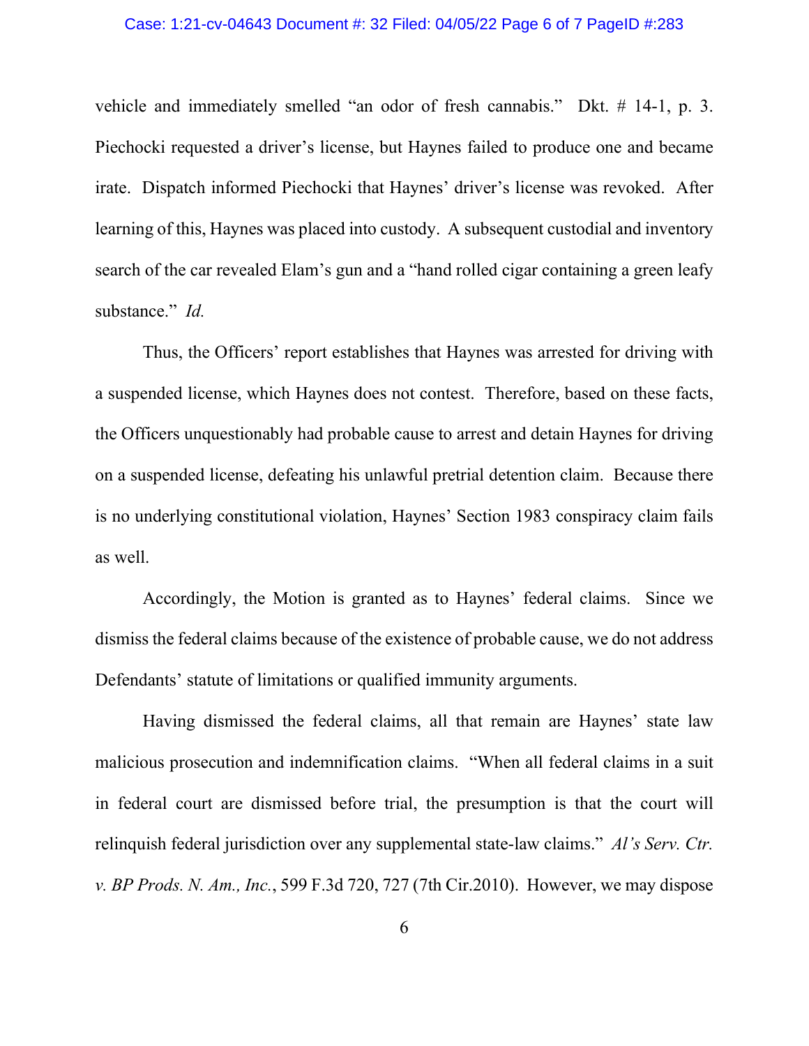vehicle and immediately smelled "an odor of fresh cannabis." Dkt. # 14-1, p. 3. Piechocki requested a driver's license, but Haynes failed to produce one and became irate. Dispatch informed Piechocki that Haynes' driver's license was revoked. After learning of this, Haynes was placed into custody. A subsequent custodial and inventory search of the car revealed Elam's gun and a "hand rolled cigar containing a green leafy substance." *Id.*

Thus, the Officers' report establishes that Haynes was arrested for driving with a suspended license, which Haynes does not contest. Therefore, based on these facts, the Officers unquestionably had probable cause to arrest and detain Haynes for driving on a suspended license, defeating his unlawful pretrial detention claim. Because there is no underlying constitutional violation, Haynes' Section 1983 conspiracy claim fails as well.

Accordingly, the Motion is granted as to Haynes' federal claims. Since we dismiss the federal claims because of the existence of probable cause, we do not address Defendants' statute of limitations or qualified immunity arguments.

Having dismissed the federal claims, all that remain are Haynes' state law malicious prosecution and indemnification claims. "When all federal claims in a suit in federal court are dismissed before trial, the presumption is that the court will relinquish federal jurisdiction over any supplemental state-law claims." *Al's Serv. Ctr. v. BP Prods. N. Am., Inc.*, 599 F.3d 720, 727 (7th Cir.2010). However, we may dispose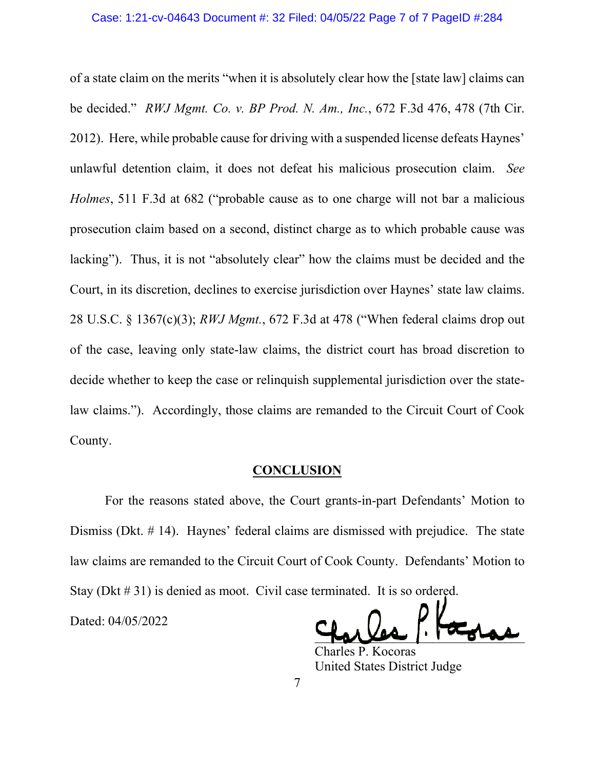of a state claim on the merits "when it is absolutely clear how the [state law] claims can be decided." *RWJ Mgmt. Co. v. BP Prod. N. Am., Inc.*, 672 F.3d 476, 478 (7th Cir. 2012). Here, while probable cause for driving with a suspended license defeats Haynes' unlawful detention claim, it does not defeat his malicious prosecution claim. *See Holmes*, 511 F.3d at 682 ("probable cause as to one charge will not bar a malicious prosecution claim based on a second, distinct charge as to which probable cause was lacking"). Thus, it is not "absolutely clear" how the claims must be decided and the Court, in its discretion, declines to exercise jurisdiction over Haynes' state law claims. 28 U.S.C. § 1367(c)(3); *RWJ Mgmt.*, 672 F.3d at 478 ("When federal claims drop out of the case, leaving only state-law claims, the district court has broad discretion to decide whether to keep the case or relinquish supplemental jurisdiction over the state-law claims."). Accordingly, those claims are remanded to the Circuit Court of Cook County.

## CONCLUSION

For the reasons stated above, the Court grants-in-part Defendants' Motion to Dismiss (Dkt. # 14). Haynes' federal claims are dismissed with prejudice. The state law claims are remanded to the Circuit Court of Cook County. Defendants' Motion to Stay (Dkt # 31) is denied as moot. Civil case terminated. It is so ordered.

Dated: 04/05/2022

Charles P. Kocoras
United States District Judge